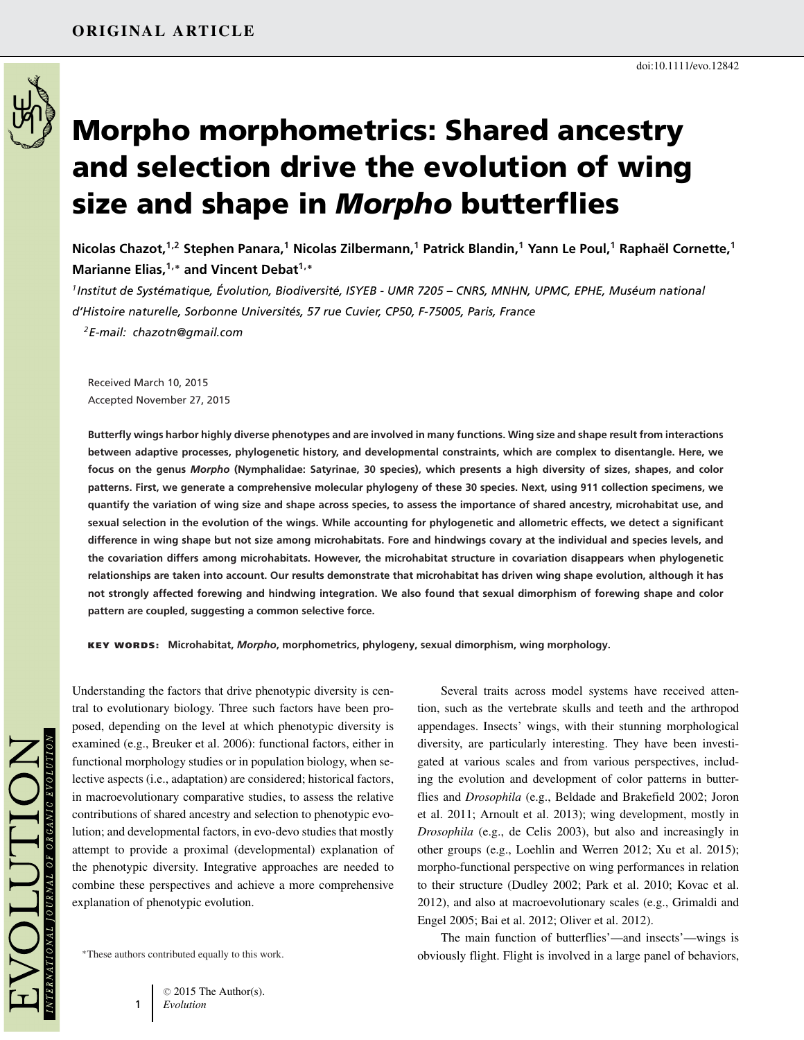ORIGINAL ARTICLE

doi:10.1111/evo.12842

# Morpho morphometrics: Shared ancestry and selection drive the evolution of wing size and shape in *Morpho* butterflies

**Nicolas Chazot,[1,2] Stephen Panara,[1] Nicolas Zilbermann,[1] Patrick Blandin,[1] Yann Le Poul,[1] Raphaël Cornette,[1] Marianne Elias,[1,*] and Vincent Debat[1,*]**

[1]*Institut de Systématique, Évolution, Biodiversité, ISYEB - UMR 7205 – CNRS, MNHN, UPMC, EPHE, Muséum national d'Histoire naturelle, Sorbonne Universités, 57 rue Cuvier, CP50, F-75005, Paris, France*

[2]*E-mail: chazotn@gmail.com*

Received March 10, 2015
Accepted November 27, 2015

**Butterfly wings harbor highly diverse phenotypes and are involved in many functions. Wing size and shape result from interactions between adaptive processes, phylogenetic history, and developmental constraints, which are complex to disentangle. Here, we focus on the genus *Morpho* (Nymphalidae: Satyrinae, 30 species), which presents a high diversity of sizes, shapes, and color patterns. First, we generate a comprehensive molecular phylogeny of these 30 species. Next, using 911 collection specimens, we quantify the variation of wing size and shape across species, to assess the importance of shared ancestry, microhabitat use, and sexual selection in the evolution of the wings. While accounting for phylogenetic and allometric effects, we detect a significant difference in wing shape but not size among microhabitats. Fore and hindwings covary at the individual and species levels, and the covariation differs among microhabitats. However, the microhabitat structure in covariation disappears when phylogenetic relationships are taken into account. Our results demonstrate that microhabitat has driven wing shape evolution, although it has not strongly affected forewing and hindwing integration. We also found that sexual dimorphism of forewing shape and color pattern are coupled, suggesting a common selective force.**

**KEY WORDS:** **Microhabitat, *Morpho*, morphometrics, phylogeny, sexual dimorphism, wing morphology.**

Understanding the factors that drive phenotypic diversity is central to evolutionary biology. Three such factors have been proposed, depending on the level at which phenotypic diversity is examined (e.g., Breuker et al. 2006): functional factors, either in functional morphology studies or in population biology, when selective aspects (i.e., adaptation) are considered; historical factors, in macroevolutionary comparative studies, to assess the relative contributions of shared ancestry and selection to phenotypic evolution; and developmental factors, in evo-devo studies that mostly attempt to provide a proximal (developmental) explanation of the phenotypic diversity. Integrative approaches are needed to combine these perspectives and achieve a more comprehensive explanation of phenotypic evolution.

Several traits across model systems have received attention, such as the vertebrate skulls and teeth and the arthropod appendages. Insects' wings, with their stunning morphological diversity, are particularly interesting. They have been investigated at various scales and from various perspectives, including the evolution and development of color patterns in butterflies and *Drosophila* (e.g., Beldade and Brakefield 2002; Joron et al. 2011; Arnoult et al. 2013); wing development, mostly in *Drosophila* (e.g., de Celis 2003), but also and increasingly in other groups (e.g., Loehlin and Werren 2012; Xu et al. 2015); morpho-functional perspective on wing performances in relation to their structure (Dudley 2002; Park et al. 2010; Kovac et al. 2012), and also at macroevolutionary scales (e.g., Grimaldi and Engel 2005; Bai et al. 2012; Oliver et al. 2012).

The main function of butterflies'—and insects'—wings is obviously flight. Flight is involved in a large panel of behaviors,

*These authors contributed equally to this work.

© 2015 The Author(s).
*Evolution*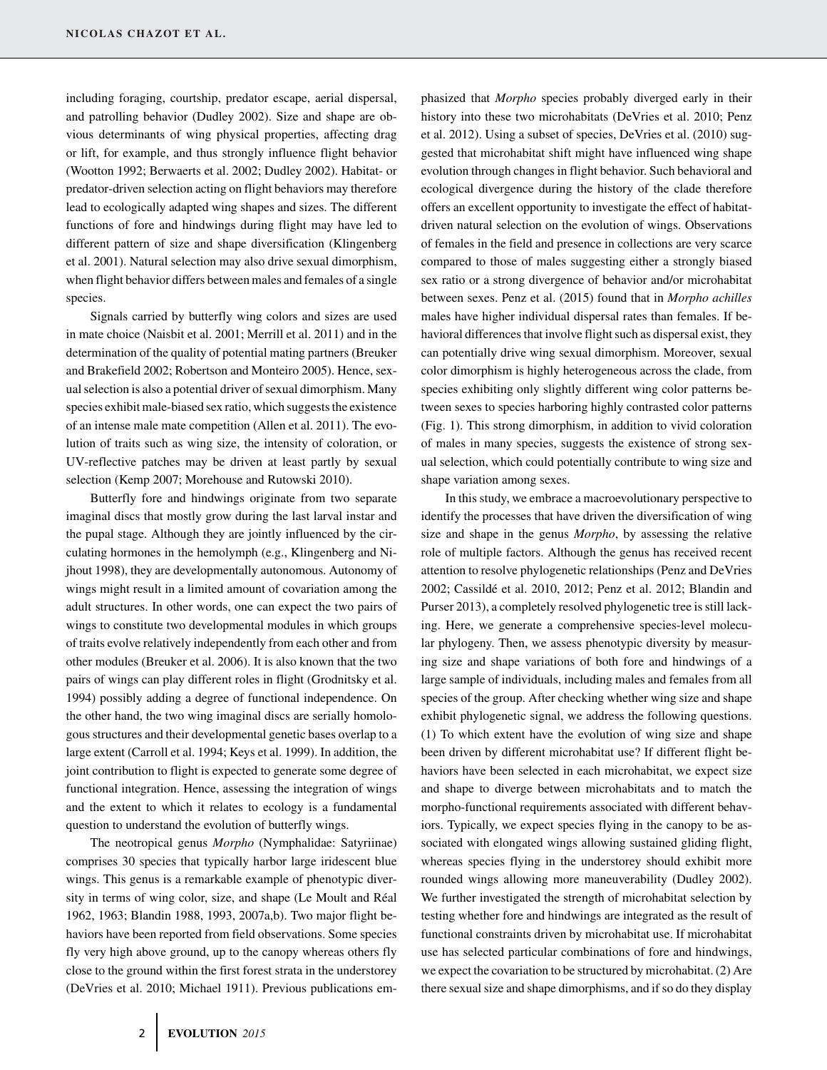including foraging, courtship, predator escape, aerial dispersal, and patrolling behavior (Dudley 2002). Size and shape are obvious determinants of wing physical properties, affecting drag or lift, for example, and thus strongly influence flight behavior (Wootton 1992; Berwaerts et al. 2002; Dudley 2002). Habitat- or predator-driven selection acting on flight behaviors may therefore lead to ecologically adapted wing shapes and sizes. The different functions of fore and hindwings during flight may have led to different pattern of size and shape diversification (Klingenberg et al. 2001). Natural selection may also drive sexual dimorphism, when flight behavior differs between males and females of a single species.

Signals carried by butterfly wing colors and sizes are used in mate choice (Naisbit et al. 2001; Merrill et al. 2011) and in the determination of the quality of potential mating partners (Breuker and Brakefield 2002; Robertson and Monteiro 2005). Hence, sexual selection is also a potential driver of sexual dimorphism. Many species exhibit male-biased sex ratio, which suggests the existence of an intense male mate competition (Allen et al. 2011). The evolution of traits such as wing size, the intensity of coloration, or UV-reflective patches may be driven at least partly by sexual selection (Kemp 2007; Morehouse and Rutowski 2010).

Butterfly fore and hindwings originate from two separate imaginal discs that mostly grow during the last larval instar and the pupal stage. Although they are jointly influenced by the circulating hormones in the hemolymph (e.g., Klingenberg and Nijhout 1998), they are developmentally autonomous. Autonomy of wings might result in a limited amount of covariation among the adult structures. In other words, one can expect the two pairs of wings to constitute two developmental modules in which groups of traits evolve relatively independently from each other and from other modules (Breuker et al. 2006). It is also known that the two pairs of wings can play different roles in flight (Grodnitsky et al. 1994) possibly adding a degree of functional independence. On the other hand, the two wing imaginal discs are serially homologous structures and their developmental genetic bases overlap to a large extent (Carroll et al. 1994; Keys et al. 1999). In addition, the joint contribution to flight is expected to generate some degree of functional integration. Hence, assessing the integration of wings and the extent to which it relates to ecology is a fundamental question to understand the evolution of butterfly wings.

The neotropical genus *Morpho* (Nymphalidae: Satyriinae) comprises 30 species that typically harbor large iridescent blue wings. This genus is a remarkable example of phenotypic diversity in terms of wing color, size, and shape (Le Moult and Réal 1962, 1963; Blandin 1988, 1993, 2007a,b). Two major flight behaviors have been reported from field observations. Some species fly very high above ground, up to the canopy whereas others fly close to the ground within the first forest strata in the understorey (DeVries et al. 2010; Michael 1911). Previous publications emphasized that *Morpho* species probably diverged early in their history into these two microhabitats (DeVries et al. 2010; Penz et al. 2012). Using a subset of species, DeVries et al. (2010) suggested that microhabitat shift might have influenced wing shape evolution through changes in flight behavior. Such behavioral and ecological divergence during the history of the clade therefore offers an excellent opportunity to investigate the effect of habitat-driven natural selection on the evolution of wings. Observations of females in the field and presence in collections are very scarce compared to those of males suggesting either a strongly biased sex ratio or a strong divergence of behavior and/or microhabitat between sexes. Penz et al. (2015) found that in *Morpho achilles* males have higher individual dispersal rates than females. If behavioral differences that involve flight such as dispersal exist, they can potentially drive wing sexual dimorphism. Moreover, sexual color dimorphism is highly heterogeneous across the clade, from species exhibiting only slightly different wing color patterns between sexes to species harboring highly contrasted color patterns (Fig. 1). This strong dimorphism, in addition to vivid coloration of males in many species, suggests the existence of strong sexual selection, which could potentially contribute to wing size and shape variation among sexes.

In this study, we embrace a macroevolutionary perspective to identify the processes that have driven the diversification of wing size and shape in the genus *Morpho*, by assessing the relative role of multiple factors. Although the genus has received recent attention to resolve phylogenetic relationships (Penz and DeVries 2002; Cassildé et al. 2010, 2012; Penz et al. 2012; Blandin and Purser 2013), a completely resolved phylogenetic tree is still lacking. Here, we generate a comprehensive species-level molecular phylogeny. Then, we assess phenotypic diversity by measuring size and shape variations of both fore and hindwings of a large sample of individuals, including males and females from all species of the group. After checking whether wing size and shape exhibit phylogenetic signal, we address the following questions. (1) To which extent have the evolution of wing size and shape been driven by different microhabitat use? If different flight behaviors have been selected in each microhabitat, we expect size and shape to diverge between microhabitats and to match the morpho-functional requirements associated with different behaviors. Typically, we expect species flying in the canopy to be associated with elongated wings allowing sustained gliding flight, whereas species flying in the understorey should exhibit more rounded wings allowing more maneuverability (Dudley 2002). We further investigated the strength of microhabitat selection by testing whether fore and hindwings are integrated as the result of functional constraints driven by microhabitat use. If microhabitat use has selected particular combinations of fore and hindwings, we expect the covariation to be structured by microhabitat. (2) Are there sexual size and shape dimorphisms, and if so do they display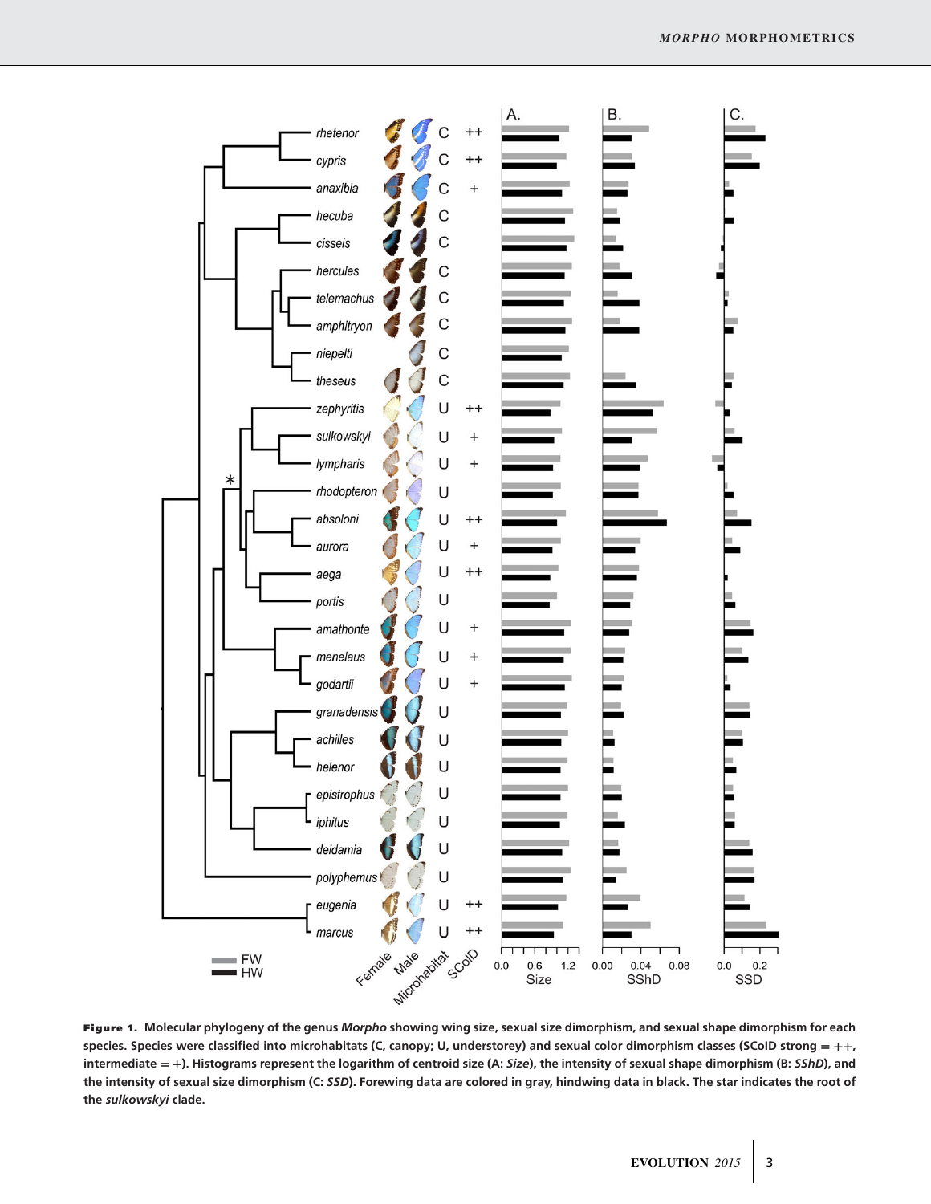**Figure 1.** Molecular phylogeny of the genus *Morpho* showing wing size, sexual size dimorphism, and sexual shape dimorphism for each species. Species were classified into microhabitats (C, canopy; U, understorey) and sexual color dimorphism classes (SColD strong = ++, intermediate = +). Histograms represent the logarithm of centroid size (A: *Size*), the intensity of sexual shape dimorphism (B: *SShD*), and the intensity of sexual size dimorphism (C: *SSD*). Forewing data are colored in gray, hindwing data in black. The star indicates the root of the *sulkowskyi* clade.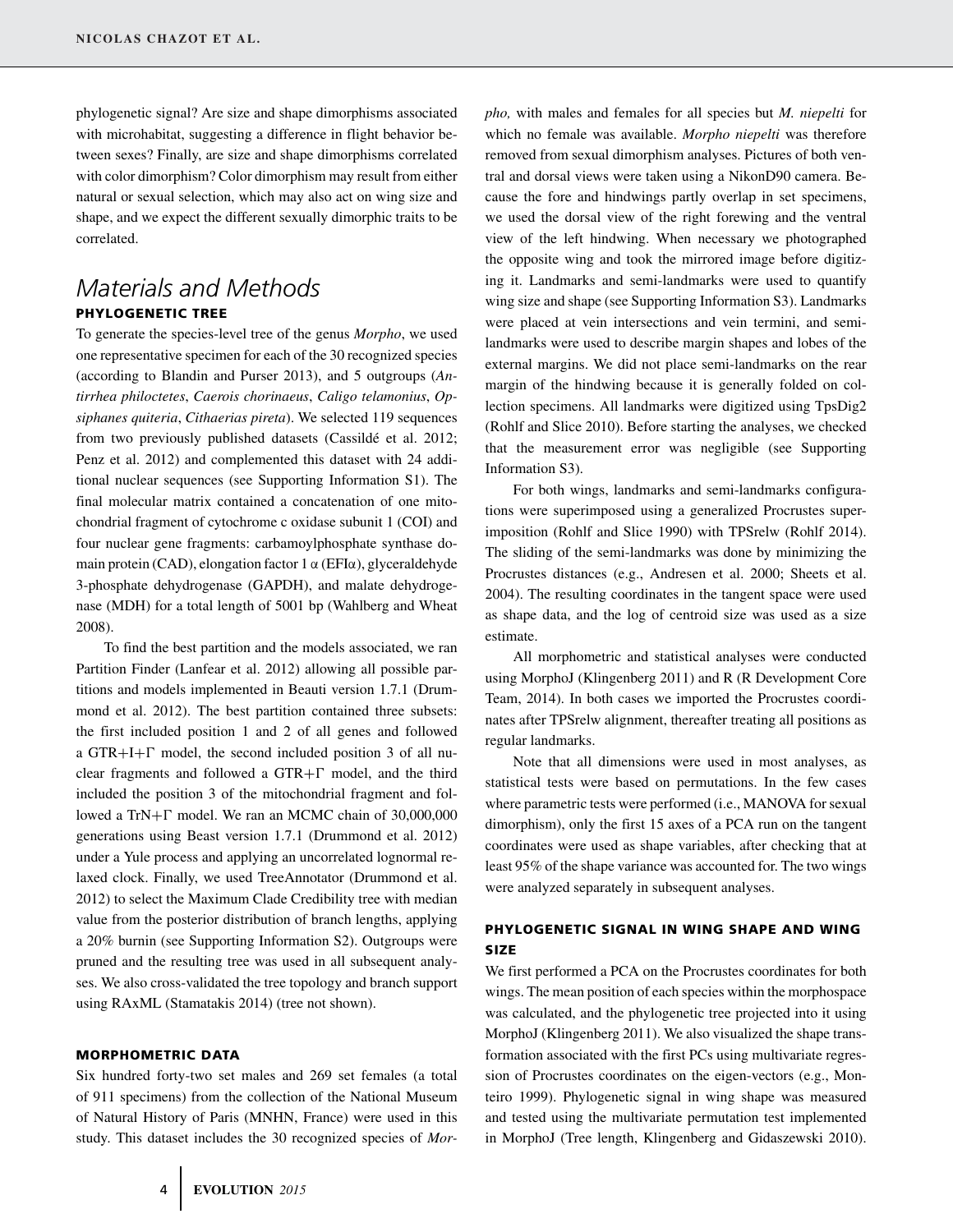phylogenetic signal? Are size and shape dimorphisms associated with microhabitat, suggesting a difference in flight behavior between sexes? Finally, are size and shape dimorphisms correlated with color dimorphism? Color dimorphism may result from either natural or sexual selection, which may also act on wing size and shape, and we expect the different sexually dimorphic traits to be correlated.

# Materials and Methods

## PHYLOGENETIC TREE

To generate the species-level tree of the genus *Morpho*, we used one representative specimen for each of the 30 recognized species (according to Blandin and Purser 2013), and 5 outgroups (*Antirrhea philoctetes*, *Caerois chorinaeus*, *Caligo telamonius*, *Opsiphanes quiteria*, *Cithaerias pireta*). We selected 119 sequences from two previously published datasets (Cassildé et al. 2012; Penz et al. 2012) and complemented this dataset with 24 additional nuclear sequences (see Supporting Information S1). The final molecular matrix contained a concatenation of one mitochondrial fragment of cytochrome c oxidase subunit 1 (COI) and four nuclear gene fragments: carbamoylphosphate synthase domain protein (CAD), elongation factor 1 α (EF1α), glyceraldehyde 3-phosphate dehydrogenase (GAPDH), and malate dehydrogenase (MDH) for a total length of 5001 bp (Wahlberg and Wheat 2008).

To find the best partition and the models associated, we ran Partition Finder (Lanfear et al. 2012) allowing all possible partitions and models implemented in Beauti version 1.7.1 (Drummond et al. 2012). The best partition contained three subsets: the first included position 1 and 2 of all genes and followed a GTR+I+Γ model, the second included position 3 of all nuclear fragments and followed a GTR+Γ model, and the third included the position 3 of the mitochondrial fragment and followed a TrN+Γ model. We ran an MCMC chain of 30,000,000 generations using Beast version 1.7.1 (Drummond et al. 2012) under a Yule process and applying an uncorrelated lognormal relaxed clock. Finally, we used TreeAnnotator (Drummond et al. 2012) to select the Maximum Clade Credibility tree with median value from the posterior distribution of branch lengths, applying a 20% burnin (see Supporting Information S2). Outgroups were pruned and the resulting tree was used in all subsequent analyses. We also cross-validated the tree topology and branch support using RAxML (Stamatakis 2014) (tree not shown).

## MORPHOMETRIC DATA

Six hundred forty-two set males and 269 set females (a total of 911 specimens) from the collection of the National Museum of Natural History of Paris (MNHN, France) were used in this study. This dataset includes the 30 recognized species of *Morpho,* with males and females for all species but *M. niepelti* for which no female was available. *Morpho niepelti* was therefore removed from sexual dimorphism analyses. Pictures of both ventral and dorsal views were taken using a NikonD90 camera. Because the fore and hindwings partly overlap in set specimens, we used the dorsal view of the right forewing and the ventral view of the left hindwing. When necessary we photographed the opposite wing and took the mirrored image before digitizing it. Landmarks and semi-landmarks were used to quantify wing size and shape (see Supporting Information S3). Landmarks were placed at vein intersections and vein termini, and semi-landmarks were used to describe margin shapes and lobes of the external margins. We did not place semi-landmarks on the rear margin of the hindwing because it is generally folded on collection specimens. All landmarks were digitized using TpsDig2 (Rohlf and Slice 2010). Before starting the analyses, we checked that the measurement error was negligible (see Supporting Information S3).

For both wings, landmarks and semi-landmarks configurations were superimposed using a generalized Procrustes superimposition (Rohlf and Slice 1990) with TPSrelw (Rohlf 2014). The sliding of the semi-landmarks was done by minimizing the Procrustes distances (e.g., Andresen et al. 2000; Sheets et al. 2004). The resulting coordinates in the tangent space were used as shape data, and the log of centroid size was used as a size estimate.

All morphometric and statistical analyses were conducted using MorphoJ (Klingenberg 2011) and R (R Development Core Team, 2014). In both cases we imported the Procrustes coordinates after TPSrelw alignment, thereafter treating all positions as regular landmarks.

Note that all dimensions were used in most analyses, as statistical tests were based on permutations. In the few cases where parametric tests were performed (i.e., MANOVA for sexual dimorphism), only the first 15 axes of a PCA run on the tangent coordinates were used as shape variables, after checking that at least 95% of the shape variance was accounted for. The two wings were analyzed separately in subsequent analyses.

## PHYLOGENETIC SIGNAL IN WING SHAPE AND WING SIZE

We first performed a PCA on the Procrustes coordinates for both wings. The mean position of each species within the morphospace was calculated, and the phylogenetic tree projected into it using MorphoJ (Klingenberg 2011). We also visualized the shape transformation associated with the first PCs using multivariate regression of Procrustes coordinates on the eigen-vectors (e.g., Monteiro 1999). Phylogenetic signal in wing shape was measured and tested using the multivariate permutation test implemented in MorphoJ (Tree length, Klingenberg and Gidaszewski 2010).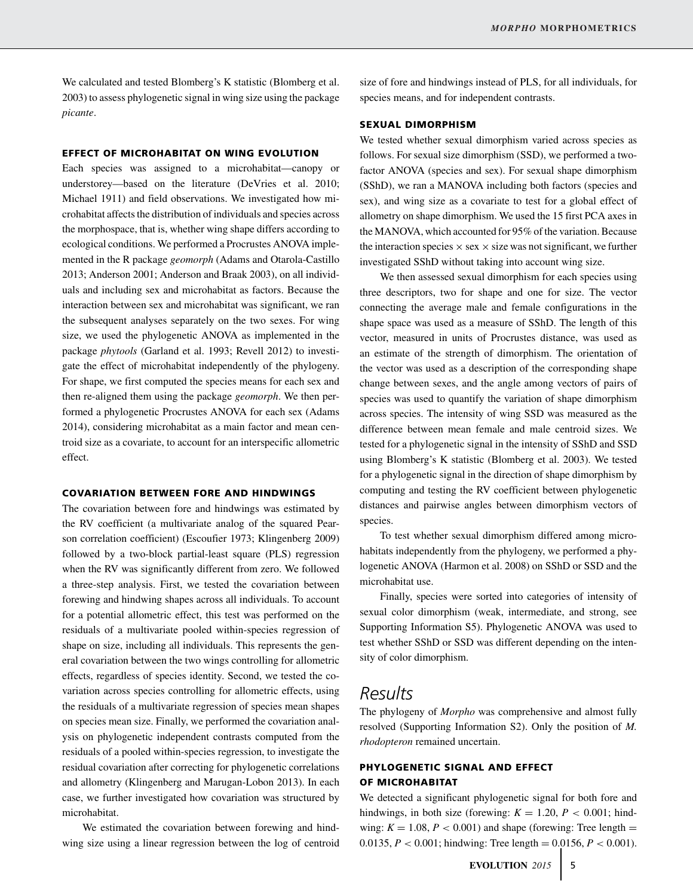We calculated and tested Blomberg's K statistic (Blomberg et al. 2003) to assess phylogenetic signal in wing size using the package *picante*.

### EFFECT OF MICROHABITAT ON WING EVOLUTION

Each species was assigned to a microhabitat—canopy or understorey—based on the literature (DeVries et al. 2010; Michael 1911) and field observations. We investigated how microhabitat affects the distribution of individuals and species across the morphospace, that is, whether wing shape differs according to ecological conditions. We performed a Procrustes ANOVA implemented in the R package *geomorph* (Adams and Otarola-Castillo 2013; Anderson 2001; Anderson and Braak 2003), on all individuals and including sex and microhabitat as factors. Because the interaction between sex and microhabitat was significant, we ran the subsequent analyses separately on the two sexes. For wing size, we used the phylogenetic ANOVA as implemented in the package *phytools* (Garland et al. 1993; Revell 2012) to investigate the effect of microhabitat independently of the phylogeny. For shape, we first computed the species means for each sex and then re-aligned them using the package *geomorph*. We then performed a phylogenetic Procrustes ANOVA for each sex (Adams 2014), considering microhabitat as a main factor and mean centroid size as a covariate, to account for an interspecific allometric effect.

### COVARIATION BETWEEN FORE AND HINDWINGS

The covariation between fore and hindwings was estimated by the RV coefficient (a multivariate analog of the squared Pearson correlation coefficient) (Escoufier 1973; Klingenberg 2009) followed by a two-block partial-least square (PLS) regression when the RV was significantly different from zero. We followed a three-step analysis. First, we tested the covariation between forewing and hindwing shapes across all individuals. To account for a potential allometric effect, this test was performed on the residuals of a multivariate pooled within-species regression of shape on size, including all individuals. This represents the general covariation between the two wings controlling for allometric effects, regardless of species identity. Second, we tested the covariation across species controlling for allometric effects, using the residuals of a multivariate regression of species mean shapes on species mean size. Finally, we performed the covariation analysis on phylogenetic independent contrasts computed from the residuals of a pooled within-species regression, to investigate the residual covariation after correcting for phylogenetic correlations and allometry (Klingenberg and Marugan-Lobon 2013). In each case, we further investigated how covariation was structured by microhabitat.

We estimated the covariation between forewing and hindwing size using a linear regression between the log of centroid size of fore and hindwings instead of PLS, for all individuals, for species means, and for independent contrasts.

### SEXUAL DIMORPHISM

We tested whether sexual dimorphism varied across species as follows. For sexual size dimorphism (SSD), we performed a two-factor ANOVA (species and sex). For sexual shape dimorphism (SShD), we ran a MANOVA including both factors (species and sex), and wing size as a covariate to test for a global effect of allometry on shape dimorphism. We used the 15 first PCA axes in the MANOVA, which accounted for 95% of the variation. Because the interaction species $\times$ sex $\times$ size was not significant, we further investigated SShD without taking into account wing size.

We then assessed sexual dimorphism for each species using three descriptors, two for shape and one for size. The vector connecting the average male and female configurations in the shape space was used as a measure of SShD. The length of this vector, measured in units of Procrustes distance, was used as an estimate of the strength of dimorphism. The orientation of the vector was used as a description of the corresponding shape change between sexes, and the angle among vectors of pairs of species was used to quantify the variation of shape dimorphism across species. The intensity of wing SSD was measured as the difference between mean female and male centroid sizes. We tested for a phylogenetic signal in the intensity of SShD and SSD using Blomberg's K statistic (Blomberg et al. 2003). We tested for a phylogenetic signal in the direction of shape dimorphism by computing and testing the RV coefficient between phylogenetic distances and pairwise angles between dimorphism vectors of species.

To test whether sexual dimorphism differed among microhabitats independently from the phylogeny, we performed a phylogenetic ANOVA (Harmon et al. 2008) on SShD or SSD and the microhabitat use.

Finally, species were sorted into categories of intensity of sexual color dimorphism (weak, intermediate, and strong, see Supporting Information S5). Phylogenetic ANOVA was used to test whether SShD or SSD was different depending on the intensity of color dimorphism.

## Results

The phylogeny of *Morpho* was comprehensive and almost fully resolved (Supporting Information S2). Only the position of *M. rhodopteron* remained uncertain.

### PHYLOGENETIC SIGNAL AND EFFECT OF MICROHABITAT

We detected a significant phylogenetic signal for both fore and hindwings, in both size (forewing: $K = 1.20$, $P < 0.001$; hindwing: $K = 1.08$, $P < 0.001$) and shape (forewing: Tree length = 0.0135, $P < 0.001$; hindwing: Tree length = 0.0156, $P < 0.001$).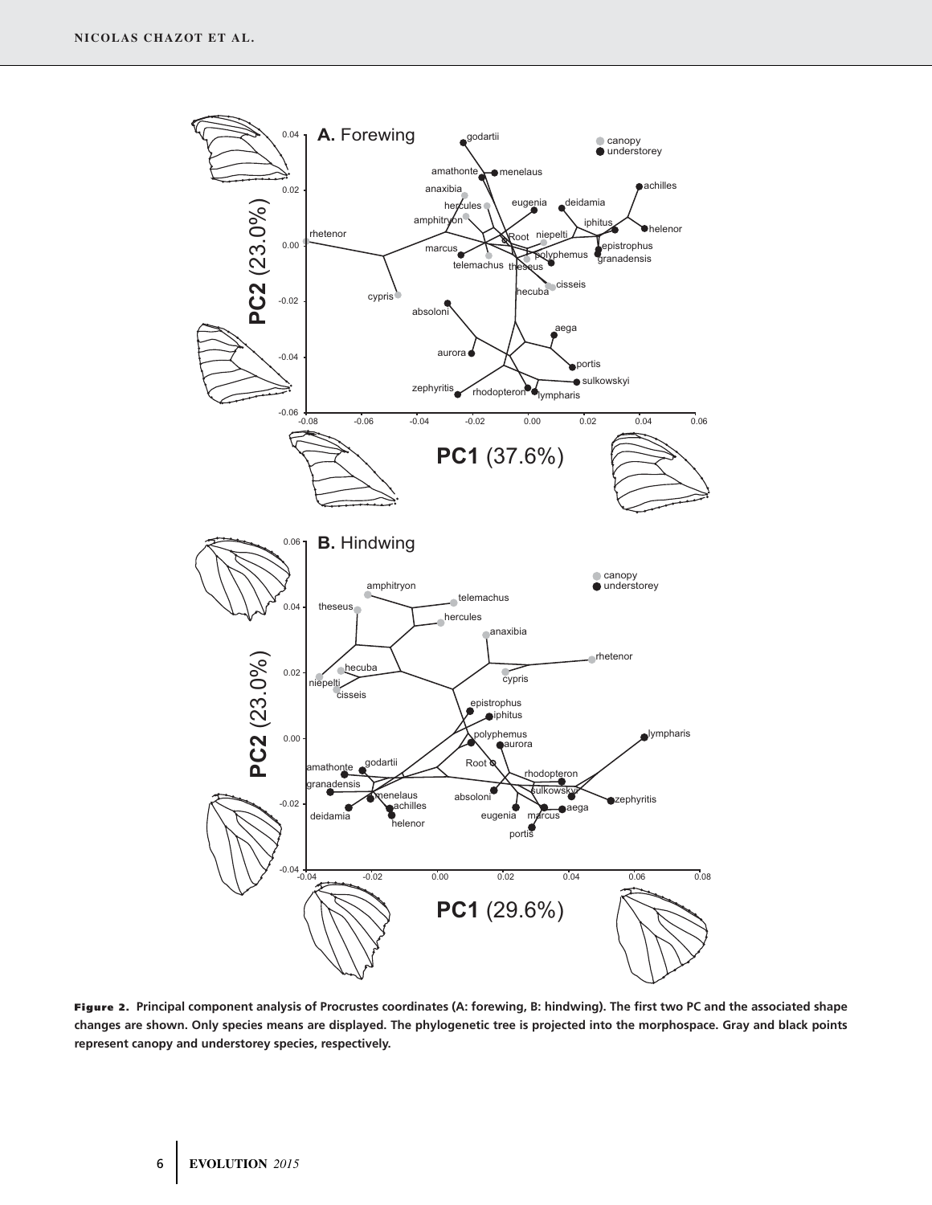**Figure 2.** Principal component analysis of Procrustes coordinates (A: forewing, B: hindwing). The first two PC and the associated shape changes are shown. Only species means are displayed. The phylogenetic tree is projected into the morphospace. Gray and black points represent canopy and understorey species, respectively.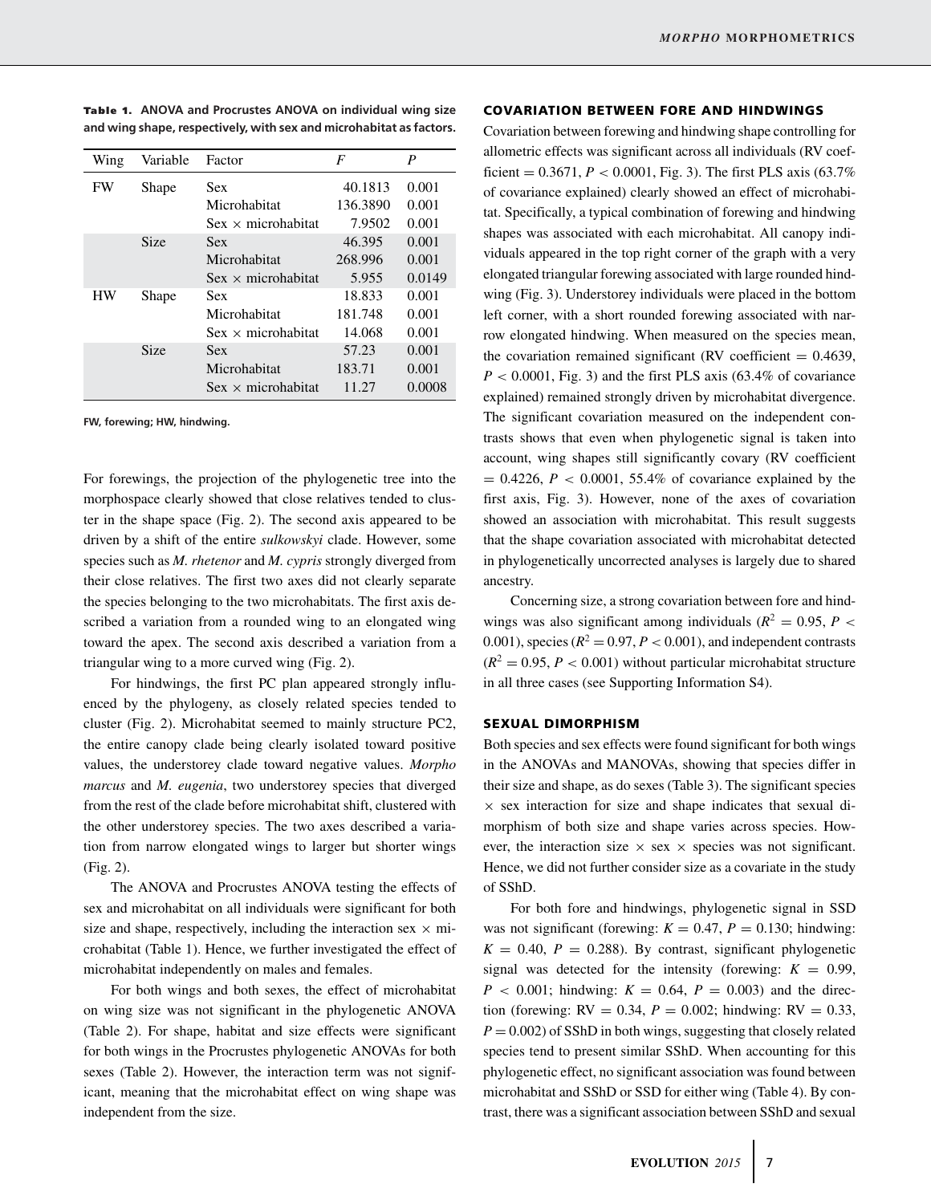**Table 1.** ANOVA and Procrustes ANOVA on individual wing size and wing shape, respectively, with sex and microhabitat as factors.

| Wing | Variable | Factor | $F$ | $P$ |
|---|---|---|---|---|
| FW | Shape | Sex | 40.1813 | 0.001 |
| | | Microhabitat | 136.3890 | 0.001 |
| | | Sex × microhabitat | 7.9502 | 0.001 |
| | Size | Sex | 46.395 | 0.001 |
| | | Microhabitat | 268.996 | 0.001 |
| | | Sex × microhabitat | 5.955 | 0.0149 |
| HW | Shape | Sex | 18.833 | 0.001 |
| | | Microhabitat | 181.748 | 0.001 |
| | | Sex × microhabitat | 14.068 | 0.001 |
| | Size | Sex | 57.23 | 0.001 |
| | | Microhabitat | 183.71 | 0.001 |
| | | Sex × microhabitat | 11.27 | 0.0008 |

FW, forewing; HW, hindwing.

For forewings, the projection of the phylogenetic tree into the morphospace clearly showed that close relatives tended to cluster in the shape space (Fig. 2). The second axis appeared to be driven by a shift of the entire *sulkowskyi* clade. However, some species such as *M. rhetenor* and *M. cypris* strongly diverged from their close relatives. The first two axes did not clearly separate the species belonging to the two microhabitats. The first axis described a variation from a rounded wing to an elongated wing toward the apex. The second axis described a variation from a triangular wing to a more curved wing (Fig. 2).

For hindwings, the first PC plan appeared strongly influenced by the phylogeny, as closely related species tended to cluster (Fig. 2). Microhabitat seemed to mainly structure PC2, the entire canopy clade being clearly isolated toward positive values, the understorey clade toward negative values. *Morpho marcus* and *M. eugenia*, two understorey species that diverged from the rest of the clade before microhabitat shift, clustered with the other understorey species. The two axes described a variation from narrow elongated wings to larger but shorter wings (Fig. 2).

The ANOVA and Procrustes ANOVA testing the effects of sex and microhabitat on all individuals were significant for both size and shape, respectively, including the interaction sex × microhabitat (Table 1). Hence, we further investigated the effect of microhabitat independently on males and females.

For both wings and both sexes, the effect of microhabitat on wing size was not significant in the phylogenetic ANOVA (Table 2). For shape, habitat and size effects were significant for both wings in the Procrustes phylogenetic ANOVAs for both sexes (Table 2). However, the interaction term was not significant, meaning that the microhabitat effect on wing shape was independent from the size.

## COVARIATION BETWEEN FORE AND HINDWINGS

Covariation between forewing and hindwing shape controlling for allometric effects was significant across all individuals (RV coefficient = 0.3671, $P < 0.0001$, Fig. 3). The first PLS axis (63.7% of covariance explained) clearly showed an effect of microhabitat. Specifically, a typical combination of forewing and hindwing shapes was associated with each microhabitat. All canopy individuals appeared in the top right corner of the graph with a very elongated triangular forewing associated with large rounded hindwing (Fig. 3). Understorey individuals were placed in the bottom left corner, with a short rounded forewing associated with narrow elongated hindwing. When measured on the species mean, the covariation remained significant (RV coefficient = 0.4639, $P < 0.0001$, Fig. 3) and the first PLS axis (63.4% of covariance explained) remained strongly driven by microhabitat divergence. The significant covariation measured on the independent contrasts shows that even when phylogenetic signal is taken into account, wing shapes still significantly covary (RV coefficient = 0.4226, $P < 0.0001$, 55.4% of covariance explained by the first axis, Fig. 3). However, none of the axes of covariation showed an association with microhabitat. This result suggests that the shape covariation associated with microhabitat detected in phylogenetically uncorrected analyses is largely due to shared ancestry.

Concerning size, a strong covariation between fore and hindwings was also significant among individuals ($R^2 = 0.95$, $P < 0.001$), species ($R^2 = 0.97$, $P < 0.001$), and independent contrasts ($R^2 = 0.95$, $P < 0.001$) without particular microhabitat structure in all three cases (see Supporting Information S4).

## SEXUAL DIMORPHISM

Both species and sex effects were found significant for both wings in the ANOVAs and MANOVAs, showing that species differ in their size and shape, as do sexes (Table 3). The significant species × sex interaction for size and shape indicates that sexual dimorphism of both size and shape varies across species. However, the interaction size × sex × species was not significant. Hence, we did not further consider size as a covariate in the study of SShD.

For both fore and hindwings, phylogenetic signal in SSD was not significant (forewing: $K = 0.47$, $P = 0.130$; hindwing: $K = 0.40$, $P = 0.288$). By contrast, significant phylogenetic signal was detected for the intensity (forewing: $K = 0.99$, $P < 0.001$; hindwing: $K = 0.64$, $P = 0.003$) and the direction (forewing: RV = 0.34, $P = 0.002$; hindwing: RV = 0.33, $P = 0.002$) of SShD in both wings, suggesting that closely related species tend to present similar SShD. When accounting for this phylogenetic effect, no significant association was found between microhabitat and SShD or SSD for either wing (Table 4). By contrast, there was a significant association between SShD and sexual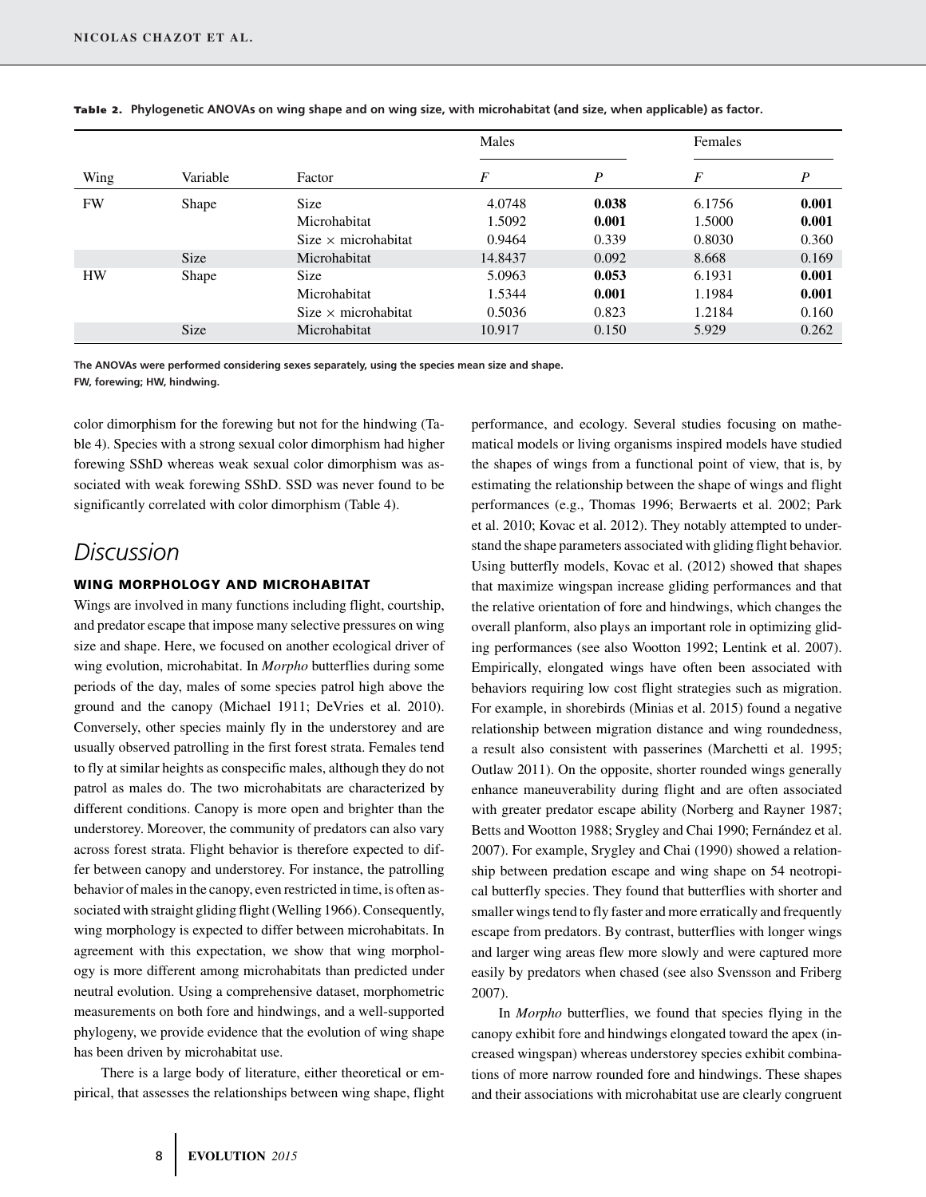**Table 2.** Phylogenetic ANOVAs on wing shape and on wing size, with microhabitat (and size, when applicable) as factor.

| Wing | Variable | Factor | Males | | Females | |
|---|---|---|---|---|---|---|
| | | | $F$ | $P$ | $F$ | $P$ |
| FW | Shape | Size | 4.0748 | **0.038** | 6.1756 | **0.001** |
| | | Microhabitat | 1.5092 | **0.001** | 1.5000 | **0.001** |
| | | Size × microhabitat | 0.9464 | 0.339 | 0.8030 | 0.360 |
| | Size | Microhabitat | 14.8437 | 0.092 | 8.668 | 0.169 |
| HW | Shape | Size | 5.0963 | **0.053** | 6.1931 | **0.001** |
| | | Microhabitat | 1.5344 | **0.001** | 1.1984 | **0.001** |
| | | Size × microhabitat | 0.5036 | 0.823 | 1.2184 | 0.160 |
| | Size | Microhabitat | 10.917 | 0.150 | 5.929 | 0.262 |

The ANOVAs were performed considering sexes separately, using the species mean size and shape.
FW, forewing; HW, hindwing.

color dimorphism for the forewing but not for the hindwing (Table 4). Species with a strong sexual color dimorphism had higher forewing SShD whereas weak sexual color dimorphism was associated with weak forewing SShD. SSD was never found to be significantly correlated with color dimorphism (Table 4).

# Discussion

## WING MORPHOLOGY AND MICROHABITAT

Wings are involved in many functions including flight, courtship, and predator escape that impose many selective pressures on wing size and shape. Here, we focused on another ecological driver of wing evolution, microhabitat. In *Morpho* butterflies during some periods of the day, males of some species patrol high above the ground and the canopy (Michael 1911; DeVries et al. 2010). Conversely, other species mainly fly in the understorey and are usually observed patrolling in the first forest strata. Females tend to fly at similar heights as conspecific males, although they do not patrol as males do. The two microhabitats are characterized by different conditions. Canopy is more open and brighter than the understorey. Moreover, the community of predators can also vary across forest strata. Flight behavior is therefore expected to differ between canopy and understorey. For instance, the patrolling behavior of males in the canopy, even restricted in time, is often associated with straight gliding flight (Welling 1966). Consequently, wing morphology is expected to differ between microhabitats. In agreement with this expectation, we show that wing morphology is more different among microhabitats than predicted under neutral evolution. Using a comprehensive dataset, morphometric measurements on both fore and hindwings, and a well-supported phylogeny, we provide evidence that the evolution of wing shape has been driven by microhabitat use.

There is a large body of literature, either theoretical or empirical, that assesses the relationships between wing shape, flight performance, and ecology. Several studies focusing on mathematical models or living organisms inspired models have studied the shapes of wings from a functional point of view, that is, by estimating the relationship between the shape of wings and flight performances (e.g., Thomas 1996; Berwaerts et al. 2002; Park et al. 2010; Kovac et al. 2012). They notably attempted to understand the shape parameters associated with gliding flight behavior. Using butterfly models, Kovac et al. (2012) showed that shapes that maximize wingspan increase gliding performances and that the relative orientation of fore and hindwings, which changes the overall planform, also plays an important role in optimizing gliding performances (see also Wootton 1992; Lentink et al. 2007). Empirically, elongated wings have often been associated with behaviors requiring low cost flight strategies such as migration. For example, in shorebirds (Minias et al. 2015) found a negative relationship between migration distance and wing roundedness, a result also consistent with passerines (Marchetti et al. 1995; Outlaw 2011). On the opposite, shorter rounded wings generally enhance maneuverability during flight and are often associated with greater predator escape ability (Norberg and Rayner 1987; Betts and Wootton 1988; Srygley and Chai 1990; Fernández et al. 2007). For example, Srygley and Chai (1990) showed a relationship between predation escape and wing shape on 54 neotropical butterfly species. They found that butterflies with shorter and smaller wings tend to fly faster and more erratically and frequently escape from predators. By contrast, butterflies with longer wings and larger wing areas flew more slowly and were captured more easily by predators when chased (see also Svensson and Friberg 2007).

In *Morpho* butterflies, we found that species flying in the canopy exhibit fore and hindwings elongated toward the apex (increased wingspan) whereas understorey species exhibit combinations of more narrow rounded fore and hindwings. These shapes and their associations with microhabitat use are clearly congruent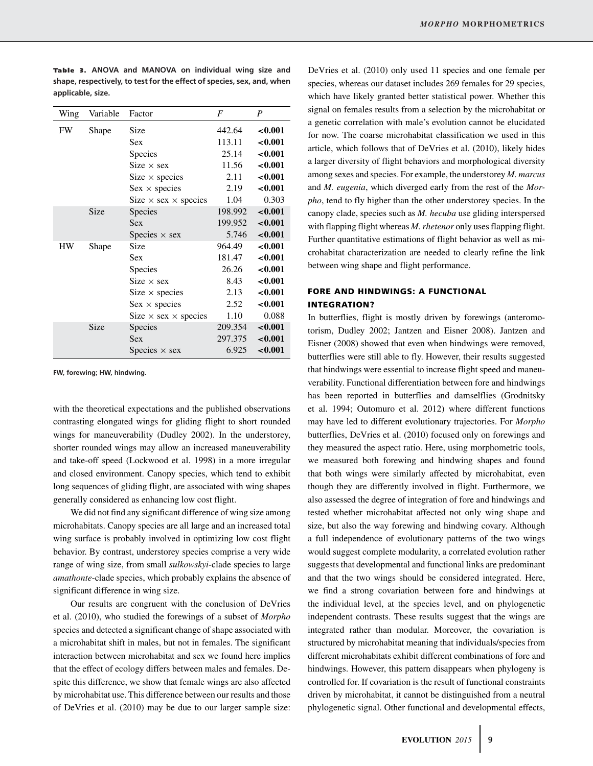**Table 3.** ANOVA and MANOVA on individual wing size and shape, respectively, to test for the effect of species, sex, and, when applicable, size.

| Wing | Variable | Factor | $F$ | $P$ |
|---|---|---|---|---|
| FW | Shape | Size | 442.64 | **<0.001** |
| | | Sex | 113.11 | **<0.001** |
| | | Species | 25.14 | **<0.001** |
| | | Size × sex | 11.56 | **<0.001** |
| | | Size × species | 2.11 | **<0.001** |
| | | Sex × species | 2.19 | **<0.001** |
| | | Size × sex × species | 1.04 | 0.303 |
| | Size | Species | 198.992 | **<0.001** |
| | | Sex | 199.952 | **<0.001** |
| | | Species × sex | 5.746 | **<0.001** |
| HW | Shape | Size | 964.49 | **<0.001** |
| | | Sex | 181.47 | **<0.001** |
| | | Species | 26.26 | **<0.001** |
| | | Size × sex | 8.43 | **<0.001** |
| | | Size × species | 2.13 | **<0.001** |
| | | Sex × species | 2.52 | **<0.001** |
| | | Size × sex × species | 1.10 | 0.088 |
| | Size | Species | 209.354 | **<0.001** |
| | | Sex | 297.375 | **<0.001** |
| | | Species × sex | 6.925 | **<0.001** |

FW, forewing; HW, hindwing.

with the theoretical expectations and the published observations contrasting elongated wings for gliding flight to short rounded wings for maneuverability (Dudley 2002). In the understorey, shorter rounded wings may allow an increased maneuverability and take-off speed (Lockwood et al. 1998) in a more irregular and closed environment. Canopy species, which tend to exhibit long sequences of gliding flight, are associated with wing shapes generally considered as enhancing low cost flight.

We did not find any significant difference of wing size among microhabitats. Canopy species are all large and an increased total wing surface is probably involved in optimizing low cost flight behavior. By contrast, understorey species comprise a very wide range of wing size, from small *sulkowskyi*-clade species to large *amathonte*-clade species, which probably explains the absence of significant difference in wing size.

Our results are congruent with the conclusion of DeVries et al. (2010), who studied the forewings of a subset of *Morpho* species and detected a significant change of shape associated with a microhabitat shift in males, but not in females. The significant interaction between microhabitat and sex we found here implies that the effect of ecology differs between males and females. Despite this difference, we show that female wings are also affected by microhabitat use. This difference between our results and those of DeVries et al. (2010) may be due to our larger sample size: DeVries et al. (2010) only used 11 species and one female per species, whereas our dataset includes 269 females for 29 species, which have likely granted better statistical power. Whether this signal on females results from a selection by the microhabitat or a genetic correlation with male's evolution cannot be elucidated for now. The coarse microhabitat classification we used in this article, which follows that of DeVries et al. (2010), likely hides a larger diversity of flight behaviors and morphological diversity among sexes and species. For example, the understorey *M. marcus* and *M. eugenia*, which diverged early from the rest of the *Morpho*, tend to fly higher than the other understorey species. In the canopy clade, species such as *M. hecuba* use gliding interspersed with flapping flight whereas *M. rhetenor* only uses flapping flight. Further quantitative estimations of flight behavior as well as microhabitat characterization are needed to clearly refine the link between wing shape and flight performance.

## FORE AND HINDWINGS: A FUNCTIONAL INTEGRATION?

In butterflies, flight is mostly driven by forewings (anteromotorism, Dudley 2002; Jantzen and Eisner 2008). Jantzen and Eisner (2008) showed that even when hindwings were removed, butterflies were still able to fly. However, their results suggested that hindwings were essential to increase flight speed and maneuverability. Functional differentiation between fore and hindwings has been reported in butterflies and damselflies (Grodnitsky et al. 1994; Outomuro et al. 2012) where different functions may have led to different evolutionary trajectories. For *Morpho* butterflies, DeVries et al. (2010) focused only on forewings and they measured the aspect ratio. Here, using morphometric tools, we measured both forewing and hindwing shapes and found that both wings were similarly affected by microhabitat, even though they are differently involved in flight. Furthermore, we also assessed the degree of integration of fore and hindwings and tested whether microhabitat affected not only wing shape and size, but also the way forewing and hindwing covary. Although a full independence of evolutionary patterns of the two wings would suggest complete modularity, a correlated evolution rather suggests that developmental and functional links are predominant and that the two wings should be considered integrated. Here, we find a strong covariation between fore and hindwings at the individual level, at the species level, and on phylogenetic independent contrasts. These results suggest that the wings are integrated rather than modular. Moreover, the covariation is structured by microhabitat meaning that individuals/species from different microhabitats exhibit different combinations of fore and hindwings. However, this pattern disappears when phylogeny is controlled for. If covariation is the result of functional constraints driven by microhabitat, it cannot be distinguished from a neutral phylogenetic signal. Other functional and developmental effects,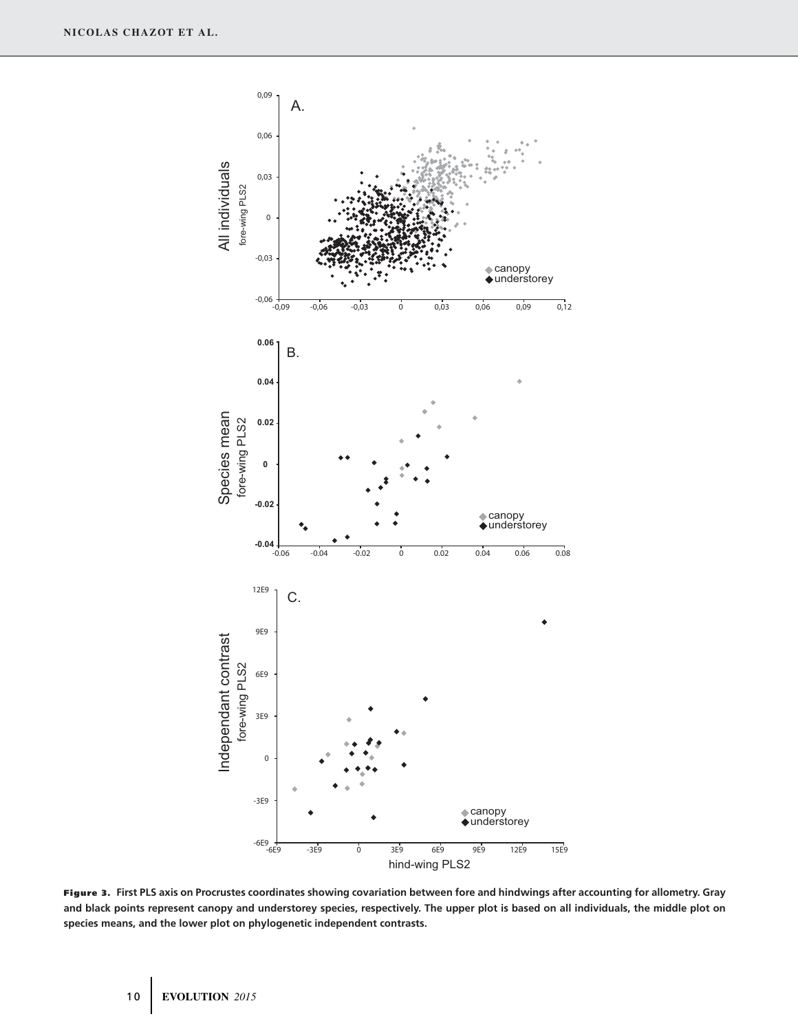**Figure 3.** First PLS axis on Procrustes coordinates showing covariation between fore and hindwings after accounting for allometry. Gray and black points represent canopy and understorey species, respectively. The upper plot is based on all individuals, the middle plot on species means, and the lower plot on phylogenetic independent contrasts.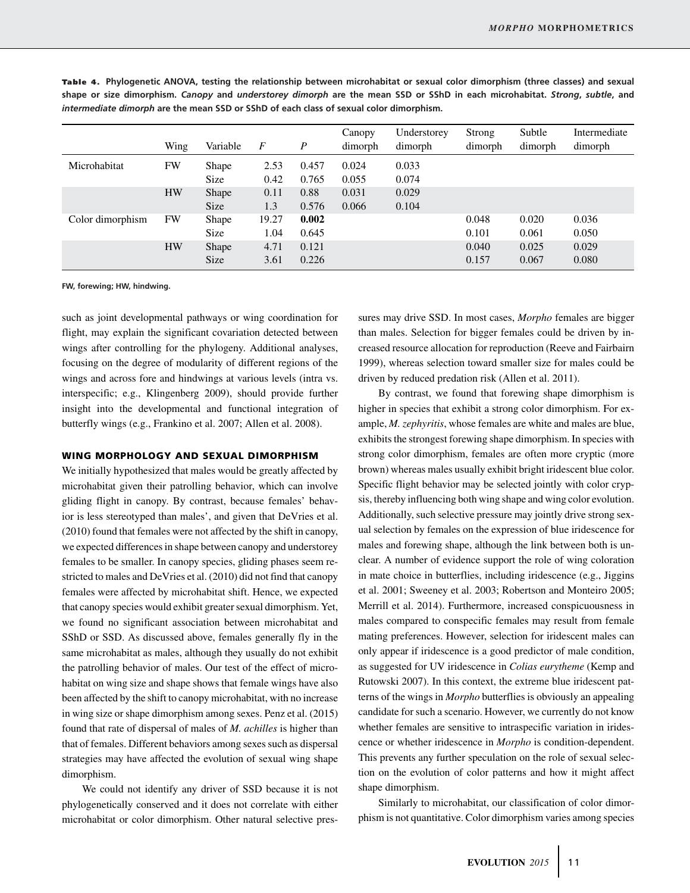**Table 4.** Phylogenetic ANOVA, testing the relationship between microhabitat or sexual color dimorphism (three classes) and sexual shape or size dimorphism. *Canopy* and *understorey dimorph* are the mean SSD or SShD in each microhabitat. *Strong*, *subtle*, and *intermediate dimorph* are the mean SSD or SShD of each class of sexual color dimorphism.

| | Wing | Variable | $F$ | $P$ | Canopy dimorph | Understorey dimorph | Strong dimorph | Subtle dimorph | Intermediate dimorph |
|---|---|---|---|---|---|---|---|---|---|
| Microhabitat | FW | Shape | 2.53 | 0.457 | 0.024 | 0.033 | | | |
| | | Size | 0.42 | 0.765 | 0.055 | 0.074 | | | |
| | HW | Shape | 0.11 | 0.88 | 0.031 | 0.029 | | | |
| | | Size | 1.3 | 0.576 | 0.066 | 0.104 | | | |
| Color dimorphism | FW | Shape | 19.27 | **0.002** | | | 0.048 | 0.020 | 0.036 |
| | | Size | 1.04 | 0.645 | | | 0.101 | 0.061 | 0.050 |
| | HW | Shape | 4.71 | 0.121 | | | 0.040 | 0.025 | 0.029 |
| | | Size | 3.61 | 0.226 | | | 0.157 | 0.067 | 0.080 |

FW, forewing; HW, hindwing.

such as joint developmental pathways or wing coordination for flight, may explain the significant covariation detected between wings after controlling for the phylogeny. Additional analyses, focusing on the degree of modularity of different regions of the wings and across fore and hindwings at various levels (intra vs. interspecific; e.g., Klingenberg 2009), should provide further insight into the developmental and functional integration of butterfly wings (e.g., Frankino et al. 2007; Allen et al. 2008).

## WING MORPHOLOGY AND SEXUAL DIMORPHISM

We initially hypothesized that males would be greatly affected by microhabitat given their patrolling behavior, which can involve gliding flight in canopy. By contrast, because females' behavior is less stereotyped than males', and given that DeVries et al. (2010) found that females were not affected by the shift in canopy, we expected differences in shape between canopy and understorey females to be smaller. In canopy species, gliding phases seem restricted to males and DeVries et al. (2010) did not find that canopy females were affected by microhabitat shift. Hence, we expected that canopy species would exhibit greater sexual dimorphism. Yet, we found no significant association between microhabitat and SShD or SSD. As discussed above, females generally fly in the same microhabitat as males, although they usually do not exhibit the patrolling behavior of males. Our test of the effect of microhabitat on wing size and shape shows that female wings have also been affected by the shift to canopy microhabitat, with no increase in wing size or shape dimorphism among sexes. Penz et al. (2015) found that rate of dispersal of males of *M. achilles* is higher than that of females. Different behaviors among sexes such as dispersal strategies may have affected the evolution of sexual wing shape dimorphism.

We could not identify any driver of SSD because it is not phylogenetically conserved and it does not correlate with either microhabitat or color dimorphism. Other natural selective pressures may drive SSD. In most cases, *Morpho* females are bigger than males. Selection for bigger females could be driven by increased resource allocation for reproduction (Reeve and Fairbairn 1999), whereas selection toward smaller size for males could be driven by reduced predation risk (Allen et al. 2011).

By contrast, we found that forewing shape dimorphism is higher in species that exhibit a strong color dimorphism. For example, *M. zephyritis*, whose females are white and males are blue, exhibits the strongest forewing shape dimorphism. In species with strong color dimorphism, females are often more cryptic (more brown) whereas males usually exhibit bright iridescent blue color. Specific flight behavior may be selected jointly with color crypsis, thereby influencing both wing shape and wing color evolution. Additionally, such selective pressure may jointly drive strong sexual selection by females on the expression of blue iridescence for males and forewing shape, although the link between both is unclear. A number of evidence support the role of wing coloration in mate choice in butterflies, including iridescence (e.g., Jiggins et al. 2001; Sweeney et al. 2003; Robertson and Monteiro 2005; Merrill et al. 2014). Furthermore, increased conspicuousness in males compared to conspecific females may result from female mating preferences. However, selection for iridescent males can only appear if iridescence is a good predictor of male condition, as suggested for UV iridescence in *Colias eurytheme* (Kemp and Rutowski 2007). In this context, the extreme blue iridescent patterns of the wings in *Morpho* butterflies is obviously an appealing candidate for such a scenario. However, we currently do not know whether females are sensitive to intraspecific variation in iridescence or whether iridescence in *Morpho* is condition-dependent. This prevents any further speculation on the role of sexual selection on the evolution of color patterns and how it might affect shape dimorphism.

Similarly to microhabitat, our classification of color dimorphism is not quantitative. Color dimorphism varies among species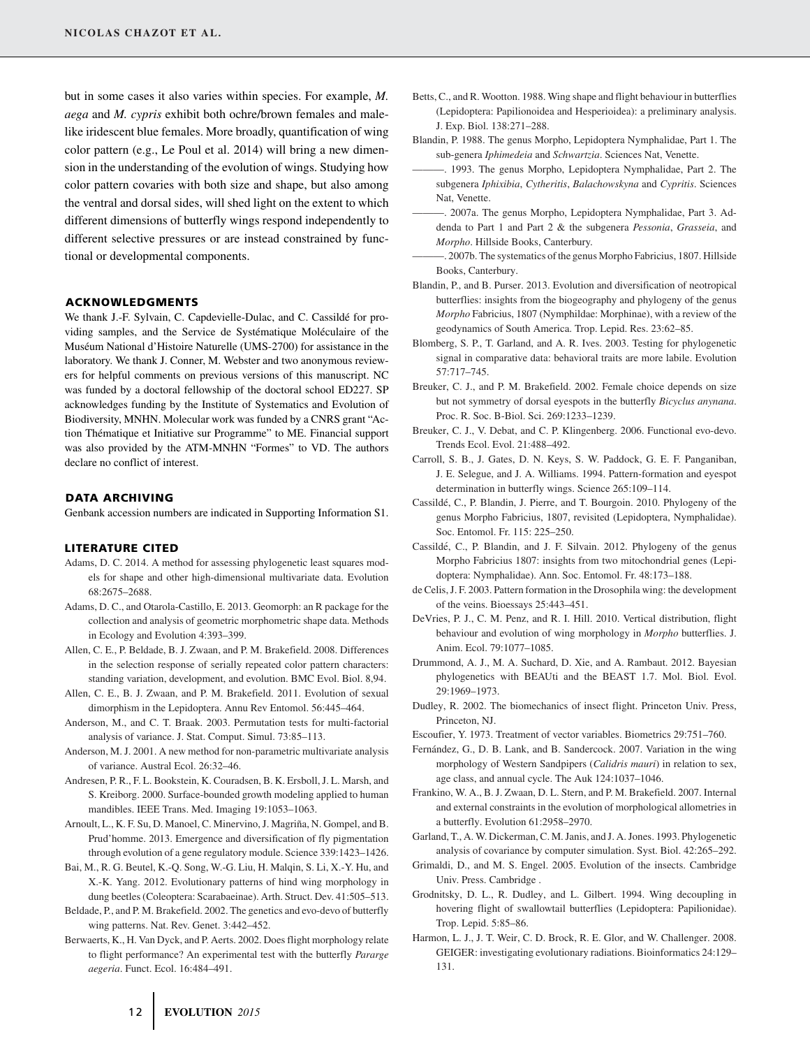but in some cases it also varies within species. For example, *M. aega* and *M. cypris* exhibit both ochre/brown females and male-like iridescent blue females. More broadly, quantification of wing color pattern (e.g., Le Poul et al. 2014) will bring a new dimension in the understanding of the evolution of wings. Studying how color pattern covaries with both size and shape, but also among the ventral and dorsal sides, will shed light on the extent to which different dimensions of butterfly wings respond independently to different selective pressures or are instead constrained by functional or developmental components.

## ACKNOWLEDGMENTS

We thank J.-F. Sylvain, C. Capdevielle-Dulac, and C. Cassildé for providing samples, and the Service de Systématique Moléculaire of the Muséum National d'Histoire Naturelle (UMS-2700) for assistance in the laboratory. We thank J. Conner, M. Webster and two anonymous reviewers for helpful comments on previous versions of this manuscript. NC was funded by a doctoral fellowship of the doctoral school ED227. SP acknowledges funding by the Institute of Systematics and Evolution of Biodiversity, MNHN. Molecular work was funded by a CNRS grant "Action Thématique et Initiative sur Programme" to ME. Financial support was also provided by the ATM-MNHN "Formes" to VD. The authors declare no conflict of interest.

## DATA ARCHIVING

Genbank accession numbers are indicated in Supporting Information S1.

## LITERATURE CITED

Adams, D. C. 2014. A method for assessing phylogenetic least squares models for shape and other high-dimensional multivariate data. Evolution 68:2675–2688.

Adams, D. C., and Otarola-Castillo, E. 2013. Geomorph: an R package for the collection and analysis of geometric morphometric shape data. Methods in Ecology and Evolution 4:393–399.

Allen, C. E., P. Beldade, B. J. Zwaan, and P. M. Brakefield. 2008. Differences in the selection response of serially repeated color pattern characters: standing variation, development, and evolution. BMC Evol. Biol. 8,94.

Allen, C. E., B. J. Zwaan, and P. M. Brakefield. 2011. Evolution of sexual dimorphism in the Lepidoptera. Annu Rev Entomol. 56:445–464.

Anderson, M., and C. T. Braak. 2003. Permutation tests for multi-factorial analysis of variance. J. Stat. Comput. Simul. 73:85–113.

Anderson, M. J. 2001. A new method for non-parametric multivariate analysis of variance. Austral Ecol. 26:32–46.

Andresen, P. R., F. L. Bookstein, K. Couradsen, B. K. Ersboll, J. L. Marsh, and S. Kreiborg. 2000. Surface-bounded growth modeling applied to human mandibles. IEEE Trans. Med. Imaging 19:1053–1063.

Arnoult, L., K. F. Su, D. Manoel, C. Minervino, J. Magriña, N. Gompel, and B. Prud'homme. 2013. Emergence and diversification of fly pigmentation through evolution of a gene regulatory module. Science 339:1423–1426.

Bai, M., R. G. Beutel, K.-Q. Song, W.-G. Liu, H. Malqin, S. Li, X.-Y. Hu, and X.-K. Yang. 2012. Evolutionary patterns of hind wing morphology in dung beetles (Coleoptera: Scarabaeinae). Arth. Struct. Dev. 41:505–513.

Beldade, P., and P. M. Brakefield. 2002. The genetics and evo-devo of butterfly wing patterns. Nat. Rev. Genet. 3:442–452.

Berwaerts, K., H. Van Dyck, and P. Aerts. 2002. Does flight morphology relate to flight performance? An experimental test with the butterfly *Pararge aegeria*. Funct. Ecol. 16:484–491.

Betts, C., and R. Wootton. 1988. Wing shape and flight behaviour in butterflies (Lepidoptera: Papilionoidea and Hesperioidea): a preliminary analysis. J. Exp. Biol. 138:271–288.

Blandin, P. 1988. The genus Morpho, Lepidoptera Nymphalidae, Part 1. The sub-genera *Iphimedeia* and *Schwartzia*. Sciences Nat, Venette.

———. 1993. The genus Morpho, Lepidoptera Nymphalidae, Part 2. The subgenera *Iphixibia*, *Cytheritis*, *Balachowskyna* and *Cypritis*. Sciences Nat, Venette.

———. 2007a. The genus Morpho, Lepidoptera Nymphalidae, Part 3. Addenda to Part 1 and Part 2 & the subgenera *Pessonia*, *Grasseia*, and *Morpho*. Hillside Books, Canterbury.

———. 2007b. The systematics of the genus Morpho Fabricius, 1807. Hillside Books, Canterbury.

Blandin, P., and B. Purser. 2013. Evolution and diversification of neotropical butterflies: insights from the biogeography and phylogeny of the genus *Morpho* Fabricius, 1807 (Nymphildae: Morphinae), with a review of the geodynamics of South America. Trop. Lepid. Res. 23:62–85.

Blomberg, S. P., T. Garland, and A. R. Ives. 2003. Testing for phylogenetic signal in comparative data: behavioral traits are more labile. Evolution 57:717–745.

Breuker, C. J., and P. M. Brakefield. 2002. Female choice depends on size but not symmetry of dorsal eyespots in the butterfly *Bicyclus anynana*. Proc. R. Soc. B-Biol. Sci. 269:1233–1239.

Breuker, C. J., V. Debat, and C. P. Klingenberg. 2006. Functional evo-devo. Trends Ecol. Evol. 21:488–492.

Carroll, S. B., J. Gates, D. N. Keys, S. W. Paddock, G. E. F. Panganiban, J. E. Selegue, and J. A. Williams. 1994. Pattern-formation and eyespot determination in butterfly wings. Science 265:109–114.

Cassildé, C., P. Blandin, J. Pierre, and T. Bourgoin. 2010. Phylogeny of the genus Morpho Fabricius, 1807, revisited (Lepidoptera, Nymphalidae). Soc. Entomol. Fr. 115: 225–250.

Cassildé, C., P. Blandin, and J. F. Silvain. 2012. Phylogeny of the genus Morpho Fabricius 1807: insights from two mitochondrial genes (Lepidoptera: Nymphalidae). Ann. Soc. Entomol. Fr. 48:173–188.

de Celis, J. F. 2003. Pattern formation in the Drosophila wing: the development of the veins. Bioessays 25:443–451.

DeVries, P. J., C. M. Penz, and R. I. Hill. 2010. Vertical distribution, flight behaviour and evolution of wing morphology in *Morpho* butterflies. J. Anim. Ecol. 79:1077–1085.

Drummond, A. J., M. A. Suchard, D. Xie, and A. Rambaut. 2012. Bayesian phylogenetics with BEAUti and the BEAST 1.7. Mol. Biol. Evol. 29:1969–1973.

Dudley, R. 2002. The biomechanics of insect flight. Princeton Univ. Press, Princeton, NJ.

Escoufier, Y. 1973. Treatment of vector variables. Biometrics 29:751–760.

Fernández, G., D. B. Lank, and B. Sandercock. 2007. Variation in the wing morphology of Western Sandpipers (*Calidris mauri*) in relation to sex, age class, and annual cycle. The Auk 124:1037–1046.

Frankino, W. A., B. J. Zwaan, D. L. Stern, and P. M. Brakefield. 2007. Internal and external constraints in the evolution of morphological allometries in a butterfly. Evolution 61:2958–2970.

Garland, T., A. W. Dickerman, C. M. Janis, and J. A. Jones. 1993. Phylogenetic analysis of covariance by computer simulation. Syst. Biol. 42:265–292.

Grimaldi, D., and M. S. Engel. 2005. Evolution of the insects. Cambridge Univ. Press. Cambridge .

Grodnitsky, D. L., R. Dudley, and L. Gilbert. 1994. Wing decoupling in hovering flight of swallowtail butterflies (Lepidoptera: Papilionidae). Trop. Lepid. 5:85–86.

Harmon, L. J., J. T. Weir, C. D. Brock, R. E. Glor, and W. Challenger. 2008. GEIGER: investigating evolutionary radiations. Bioinformatics 24:129–131.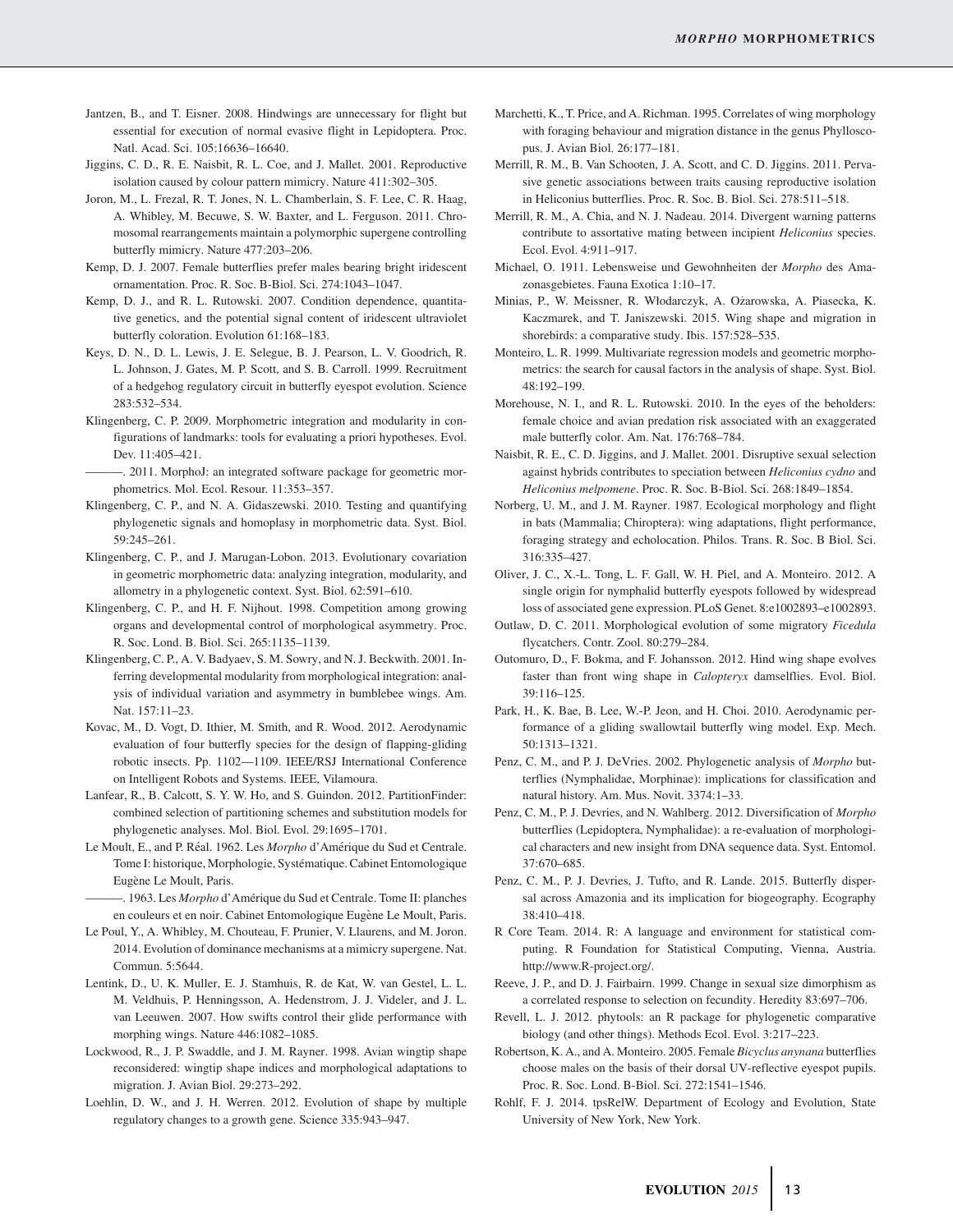Jantzen, B., and T. Eisner. 2008. Hindwings are unnecessary for flight but essential for execution of normal evasive flight in Lepidoptera. Proc. Natl. Acad. Sci. 105:16636–16640.

Jiggins, C. D., R. E. Naisbit, R. L. Coe, and J. Mallet. 2001. Reproductive isolation caused by colour pattern mimicry. Nature 411:302–305.

Joron, M., L. Frezal, R. T. Jones, N. L. Chamberlain, S. F. Lee, C. R. Haag, A. Whibley, M. Becuwe, S. W. Baxter, and L. Ferguson. 2011. Chromosomal rearrangements maintain a polymorphic supergene controlling butterfly mimicry. Nature 477:203–206.

Kemp, D. J. 2007. Female butterflies prefer males bearing bright iridescent ornamentation. Proc. R. Soc. B-Biol. Sci. 274:1043–1047.

Kemp, D. J., and R. L. Rutowski. 2007. Condition dependence, quantitative genetics, and the potential signal content of iridescent ultraviolet butterfly coloration. Evolution 61:168–183.

Keys, D. N., D. L. Lewis, J. E. Selegue, B. J. Pearson, L. V. Goodrich, R. L. Johnson, J. Gates, M. P. Scott, and S. B. Carroll. 1999. Recruitment of a hedgehog regulatory circuit in butterfly eyespot evolution. Science 283:532–534.

Klingenberg, C. P. 2009. Morphometric integration and modularity in configurations of landmarks: tools for evaluating a priori hypotheses. Evol. Dev. 11:405–421.

———. 2011. MorphoJ: an integrated software package for geometric morphometrics. Mol. Ecol. Resour. 11:353–357.

Klingenberg, C. P., and N. A. Gidaszewski. 2010. Testing and quantifying phylogenetic signals and homoplasy in morphometric data. Syst. Biol. 59:245–261.

Klingenberg, C. P., and J. Marugan-Lobon. 2013. Evolutionary covariation in geometric morphometric data: analyzing integration, modularity, and allometry in a phylogenetic context. Syst. Biol. 62:591–610.

Klingenberg, C. P., and H. F. Nijhout. 1998. Competition among growing organs and developmental control of morphological asymmetry. Proc. R. Soc. Lond. B. Biol. Sci. 265:1135–1139.

Klingenberg, C. P., A. V. Badyaev, S. M. Sowry, and N. J. Beckwith. 2001. Inferring developmental modularity from morphological integration: analysis of individual variation and asymmetry in bumblebee wings. Am. Nat. 157:11–23.

Kovac, M., D. Vogt, D. Ithier, M. Smith, and R. Wood. 2012. Aerodynamic evaluation of four butterfly species for the design of flapping-gliding robotic insects. Pp. 1102—1109. IEEE/RSJ International Conference on Intelligent Robots and Systems. IEEE, Vilamoura.

Lanfear, R., B. Calcott, S. Y. W. Ho, and S. Guindon. 2012. PartitionFinder: combined selection of partitioning schemes and substitution models for phylogenetic analyses. Mol. Biol. Evol. 29:1695–1701.

Le Moult, E., and P. Réal. 1962. Les *Morpho* d'Amérique du Sud et Centrale. Tome I: historique, Morphologie, Systématique. Cabinet Entomologique Eugène Le Moult, Paris.

———. 1963. Les *Morpho* d'Amérique du Sud et Centrale. Tome II: planches en couleurs et en noir. Cabinet Entomologique Eugène Le Moult, Paris.

Le Poul, Y., A. Whibley, M. Chouteau, F. Prunier, V. Llaurens, and M. Joron. 2014. Evolution of dominance mechanisms at a mimicry supergene. Nat. Commun. 5:5644.

Lentink, D., U. K. Muller, E. J. Stamhuis, R. de Kat, W. van Gestel, L. L. M. Veldhuis, P. Henningsson, A. Hedenstrom, J. J. Videler, and J. L. van Leeuwen. 2007. How swifts control their glide performance with morphing wings. Nature 446:1082–1085.

Lockwood, R., J. P. Swaddle, and J. M. Rayner. 1998. Avian wingtip shape reconsidered: wingtip shape indices and morphological adaptations to migration. J. Avian Biol. 29:273–292.

Loehlin, D. W., and J. H. Werren. 2012. Evolution of shape by multiple regulatory changes to a growth gene. Science 335:943–947.

Marchetti, K., T. Price, and A. Richman. 1995. Correlates of wing morphology with foraging behaviour and migration distance in the genus Phylloscopus. J. Avian Biol. 26:177–181.

Merrill, R. M., B. Van Schooten, J. A. Scott, and C. D. Jiggins. 2011. Pervasive genetic associations between traits causing reproductive isolation in Heliconius butterflies. Proc. R. Soc. B. Biol. Sci. 278:511–518.

Merrill, R. M., A. Chia, and N. J. Nadeau. 2014. Divergent warning patterns contribute to assortative mating between incipient *Heliconius* species. Ecol. Evol. 4:911–917.

Michael, O. 1911. Lebensweise und Gewohnheiten der *Morpho* des Amazonasgebietes. Fauna Exotica 1:10–17.

Minias, P., W. Meissner, R. Włodarczyk, A. Ożarowska, A. Piasecka, K. Kaczmarek, and T. Janiszewski. 2015. Wing shape and migration in shorebirds: a comparative study. Ibis. 157:528–535.

Monteiro, L. R. 1999. Multivariate regression models and geometric morphometrics: the search for causal factors in the analysis of shape. Syst. Biol. 48:192–199.

Morehouse, N. I., and R. L. Rutowski. 2010. In the eyes of the beholders: female choice and avian predation risk associated with an exaggerated male butterfly color. Am. Nat. 176:768–784.

Naisbit, R. E., C. D. Jiggins, and J. Mallet. 2001. Disruptive sexual selection against hybrids contributes to speciation between *Heliconius cydno* and *Heliconius melpomene*. Proc. R. Soc. B-Biol. Sci. 268:1849–1854.

Norberg, U. M., and J. M. Rayner. 1987. Ecological morphology and flight in bats (Mammalia; Chiroptera): wing adaptations, flight performance, foraging strategy and echolocation. Philos. Trans. R. Soc. B Biol. Sci. 316:335–427.

Oliver, J. C., X.-L. Tong, L. F. Gall, W. H. Piel, and A. Monteiro. 2012. A single origin for nymphalid butterfly eyespots followed by widespread loss of associated gene expression. PLoS Genet. 8:e1002893–e1002893.

Outlaw, D. C. 2011. Morphological evolution of some migratory *Ficedula* flycatchers. Contr. Zool. 80:279–284.

Outomuro, D., F. Bokma, and F. Johansson. 2012. Hind wing shape evolves faster than front wing shape in *Calopteryx* damselflies. Evol. Biol. 39:116–125.

Park, H., K. Bae, B. Lee, W.-P. Jeon, and H. Choi. 2010. Aerodynamic performance of a gliding swallowtail butterfly wing model. Exp. Mech. 50:1313–1321.

Penz, C. M., and P. J. DeVries. 2002. Phylogenetic analysis of *Morpho* butterflies (Nymphalidae, Morphinae): implications for classification and natural history. Am. Mus. Novit. 3374:1–33.

Penz, C. M., P. J. Devries, and N. Wahlberg. 2012. Diversification of *Morpho* butterflies (Lepidoptera, Nymphalidae): a re-evaluation of morphological characters and new insight from DNA sequence data. Syst. Entomol. 37:670–685.

Penz, C. M., P. J. Devries, J. Tufto, and R. Lande. 2015. Butterfly dispersal across Amazonia and its implication for biogeography. Ecography 38:410–418.

R Core Team. 2014. R: A language and environment for statistical computing. R Foundation for Statistical Computing, Vienna, Austria. http://www.R-project.org/.

Reeve, J. P., and D. J. Fairbairn. 1999. Change in sexual size dimorphism as a correlated response to selection on fecundity. Heredity 83:697–706.

Revell, L. J. 2012. phytools: an R package for phylogenetic comparative biology (and other things). Methods Ecol. Evol. 3:217–223.

Robertson, K. A., and A. Monteiro. 2005. Female *Bicyclus anynana* butterflies choose males on the basis of their dorsal UV-reflective eyespot pupils. Proc. R. Soc. Lond. B-Biol. Sci. 272:1541–1546.

Rohlf, F. J. 2014. tpsRelW. Department of Ecology and Evolution, State University of New York, New York.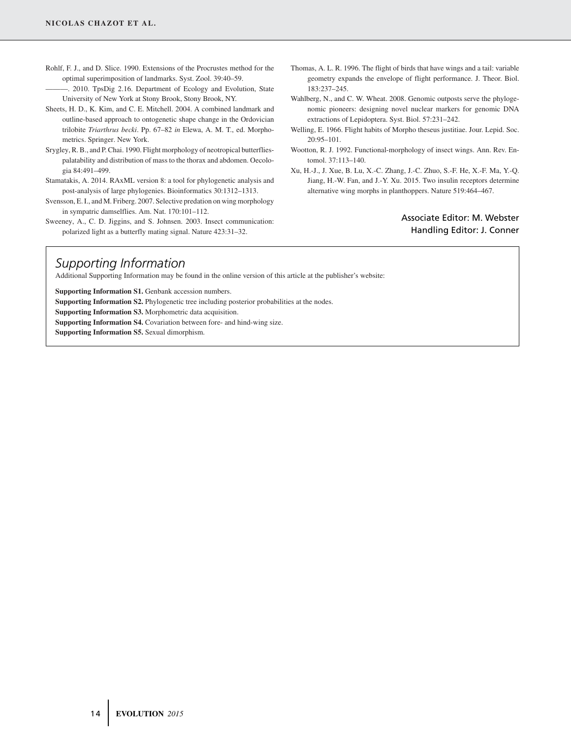Rohlf, F. J., and D. Slice. 1990. Extensions of the Procrustes method for the optimal superimposition of landmarks. Syst. Zool. 39:40–59.

———. 2010. TpsDig 2.16. Department of Ecology and Evolution, State University of New York at Stony Brook, Stony Brook, NY.

Sheets, H. D., K. Kim, and C. E. Mitchell. 2004. A combined landmark and outline-based approach to ontogenetic shape change in the Ordovician trilobite *Triarthrus becki*. Pp. 67–82 *in* Elewa, A. M. T., ed. Morphometrics. Springer. New York.

Srygley, R. B., and P. Chai. 1990. Flight morphology of neotropical butterflies-palatability and distribution of mass to the thorax and abdomen. Oecologia 84:491–499.

Stamatakis, A. 2014. RAxML version 8: a tool for phylogenetic analysis and post-analysis of large phylogenies. Bioinformatics 30:1312–1313.

Svensson, E. I., and M. Friberg. 2007. Selective predation on wing morphology in sympatric damselflies. Am. Nat. 170:101–112.

Sweeney, A., C. D. Jiggins, and S. Johnsen. 2003. Insect communication: polarized light as a butterfly mating signal. Nature 423:31–32.

Thomas, A. L. R. 1996. The flight of birds that have wings and a tail: variable geometry expands the envelope of flight performance. J. Theor. Biol. 183:237–245.

Wahlberg, N., and C. W. Wheat. 2008. Genomic outposts serve the phylogenomic pioneers: designing novel nuclear markers for genomic DNA extractions of Lepidoptera. Syst. Biol. 57:231–242.

Welling, E. 1966. Flight habits of Morpho theseus justitiae. Jour. Lepid. Soc. 20:95–101.

Wootton, R. J. 1992. Functional-morphology of insect wings. Ann. Rev. Entomol. 37:113–140.

Xu, H.-J., J. Xue, B. Lu, X.-C. Zhang, J.-C. Zhuo, S.-F. He, X.-F. Ma, Y.-Q. Jiang, H.-W. Fan, and J.-Y. Xu. 2015. Two insulin receptors determine alternative wing morphs in planthoppers. Nature 519:464–467.

Associate Editor: M. Webster
Handling Editor: J. Conner

## *Supporting Information*

Additional Supporting Information may be found in the online version of this article at the publisher's website:

**Supporting Information S1.** Genbank accession numbers.
**Supporting Information S2.** Phylogenetic tree including posterior probabilities at the nodes.
**Supporting Information S3.** Morphometric data acquisition.
**Supporting Information S4.** Covariation between fore- and hind-wing size.
**Supporting Information S5.** Sexual dimorphism.